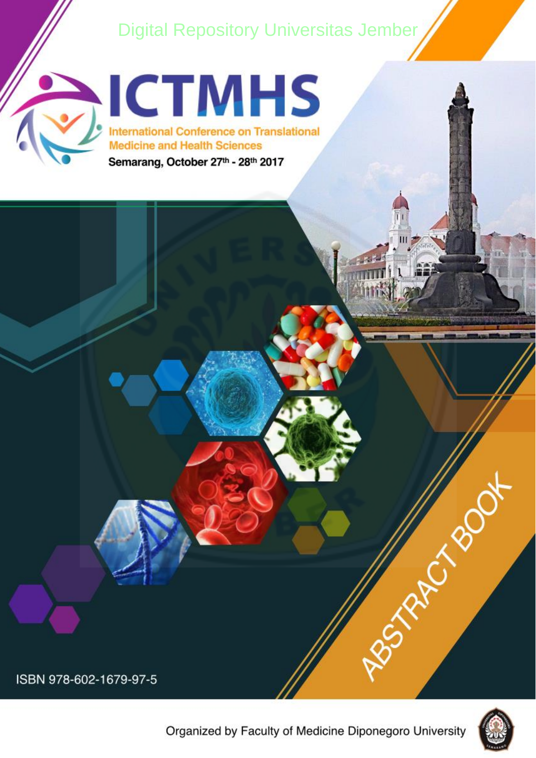Digital Repository Universitas Jember

# ICTMHS

International Conference on Translational Medicine and Health Sciences

Semarang, October 27th - 28th 2017

## ABSTRACT BOOK

ISBN 978-602-1679-97-5

Organized by Faculty of Medicine Diponegoro University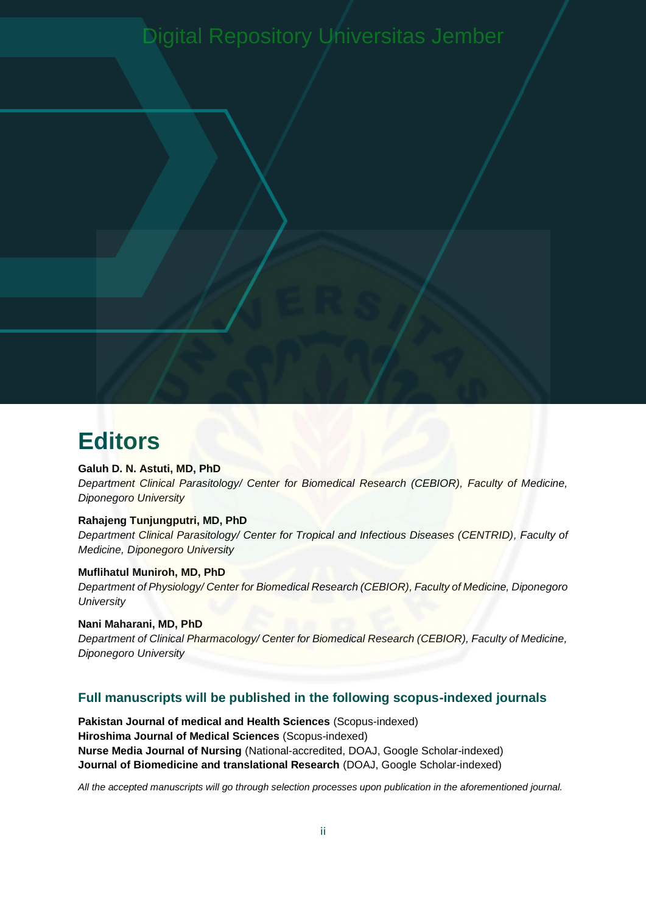# Editors

**Galuh D. N. Astuti, MD, PhD**
*Department Clinical Parasitology/ Center for Biomedical Research (CEBIOR), Faculty of Medicine, Diponegoro University*

**Rahajeng Tunjungputri, MD, PhD**
*Department Clinical Parasitology/ Center for Tropical and Infectious Diseases (CENTRID), Faculty of Medicine, Diponegoro University*

**Muflihatul Muniroh, MD, PhD**
*Department of Physiology/ Center for Biomedical Research (CEBIOR), Faculty of Medicine, Diponegoro University*

**Nani Maharani, MD, PhD**
*Department of Clinical Pharmacology/ Center for Biomedical Research (CEBIOR), Faculty of Medicine, Diponegoro University*

## Full manuscripts will be published in the following scopus-indexed journals

**Pakistan Journal of medical and Health Sciences** (Scopus-indexed)
**Hiroshima Journal of Medical Sciences** (Scopus-indexed)
**Nurse Media Journal of Nursing** (National-accredited, DOAJ, Google Scholar-indexed)
**Journal of Biomedicine and translational Research** (DOAJ, Google Scholar-indexed)

*All the accepted manuscripts will go through selection processes upon publication in the aforementioned journal.*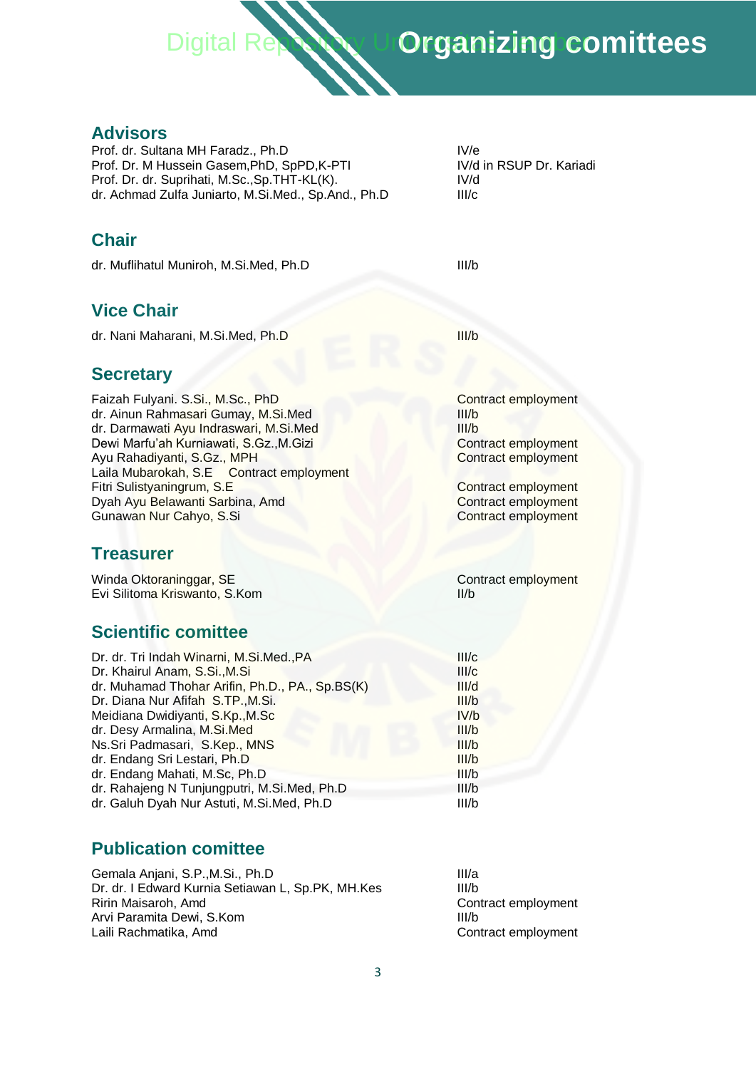# Organizing comittees

## Advisors

| | |
|---|---|
| Prof. dr. Sultana MH Faradz., Ph.D | IV/e |
| Prof. Dr. M Hussein Gasem,PhD, SpPD,K-PTI | IV/d in RSUP Dr. Kariadi |
| Prof. Dr. dr. Suprihati, M.Sc.,Sp.THT-KL(K). | IV/d |
| dr. Achmad Zulfa Juniarto, M.Si.Med., Sp.And., Ph.D | III/c |

## Chair

| | |
|---|---|
| dr. Muflihatul Muniroh, M.Si.Med, Ph.D | III/b |

## Vice Chair

| | |
|---|---|
| dr. Nani Maharani, M.Si.Med, Ph.D | III/b |

## Secretary

| | |
|---|---|
| Faizah Fulyani. S.Si., M.Sc., PhD | Contract employment |
| dr. Ainun Rahmasari Gumay, M.Si.Med | III/b |
| dr. Darmawati Ayu Indraswari, M.Si.Med | III/b |
| Dewi Marfu'ah Kurniawati, S.Gz.,M.Gizi | Contract employment |
| Ayu Rahadiyanti, S.Gz., MPH | Contract employment |
| Laila Mubarokah, S.E | Contract employment |
| Fitri Sulistyaningrum, S.E | Contract employment |
| Dyah Ayu Belawanti Sarbina, Amd | Contract employment |
| Gunawan Nur Cahyo, S.Si | Contract employment |

## Treasurer

| | |
|---|---|
| Winda Oktoraninggar, SE | Contract employment |
| Evi Silitoma Kriswanto, S.Kom | II/b |

## Scientific comittee

| | |
|---|---|
| Dr. dr. Tri Indah Winarni, M.Si.Med.,PA | III/c |
| Dr. Khairul Anam, S.Si.,M.Si | III/c |
| dr. Muhamad Thohar Arifin, Ph.D., PA., Sp.BS(K) | III/d |
| Dr. Diana Nur Afifah S.TP.,M.Si. | III/b |
| Meidiana Dwidiyanti, S.Kp.,M.Sc | IV/b |
| dr. Desy Armalina, M.Si.Med | III/b |
| Ns.Sri Padmasari, S.Kep., MNS | III/b |
| dr. Endang Sri Lestari, Ph.D | III/b |
| dr. Endang Mahati, M.Sc, Ph.D | III/b |
| dr. Rahajeng N Tunjungputri, M.Si.Med, Ph.D | III/b |
| dr. Galuh Dyah Nur Astuti, M.Si.Med, Ph.D | III/b |

## Publication comittee

| | |
|---|---|
| Gemala Anjani, S.P.,M.Si., Ph.D | III/a |
| Dr. dr. I Edward Kurnia Setiawan L, Sp.PK, MH.Kes | III/b |
| Ririn Maisaroh, Amd | Contract employment |
| Arvi Paramita Dewi, S.Kom | III/b |
| Laili Rachmatika, Amd | Contract employment |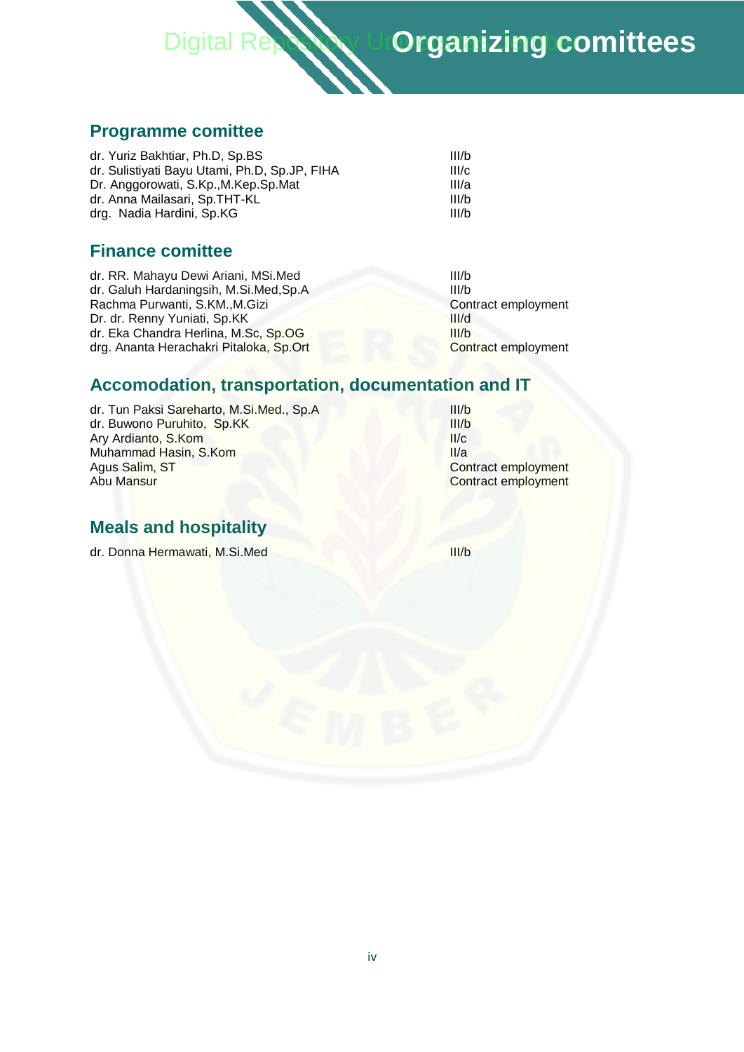# Organizing comittees

## Programme comittee

| | |
|---|---|
| dr. Yuriz Bakhtiar, Ph.D, Sp.BS | III/b |
| dr. Sulistiyati Bayu Utami, Ph.D, Sp.JP, FIHA | III/c |
| Dr. Anggorowati, S.Kp.,M.Kep.Sp.Mat | III/a |
| dr. Anna Mailasari, Sp.THT-KL | III/b |
| drg. Nadia Hardini, Sp.KG | III/b |

## Finance comittee

| | |
|---|---|
| dr. RR. Mahayu Dewi Ariani, MSi.Med | III/b |
| dr. Galuh Hardaningsih, M.Si.Med,Sp.A | III/b |
| Rachma Purwanti, S.KM.,M.Gizi | Contract employment |
| Dr. dr. Renny Yuniati, Sp.KK | III/d |
| dr. Eka Chandra Herlina, M.Sc, Sp.OG | III/b |
| drg. Ananta Herachakri Pitaloka, Sp.Ort | Contract employment |

## Accomodation, transportation, documentation and IT

| | |
|---|---|
| dr. Tun Paksi Sareharto, M.Si.Med., Sp.A | III/b |
| dr. Buwono Puruhito, Sp.KK | III/b |
| Ary Ardianto, S.Kom | II/c |
| Muhammad Hasin, S.Kom | II/a |
| Agus Salim, ST | Contract employment |
| Abu Mansur | Contract employment |

## Meals and hospitality

| | |
|---|---|
| dr. Donna Hermawati, M.Si.Med | III/b |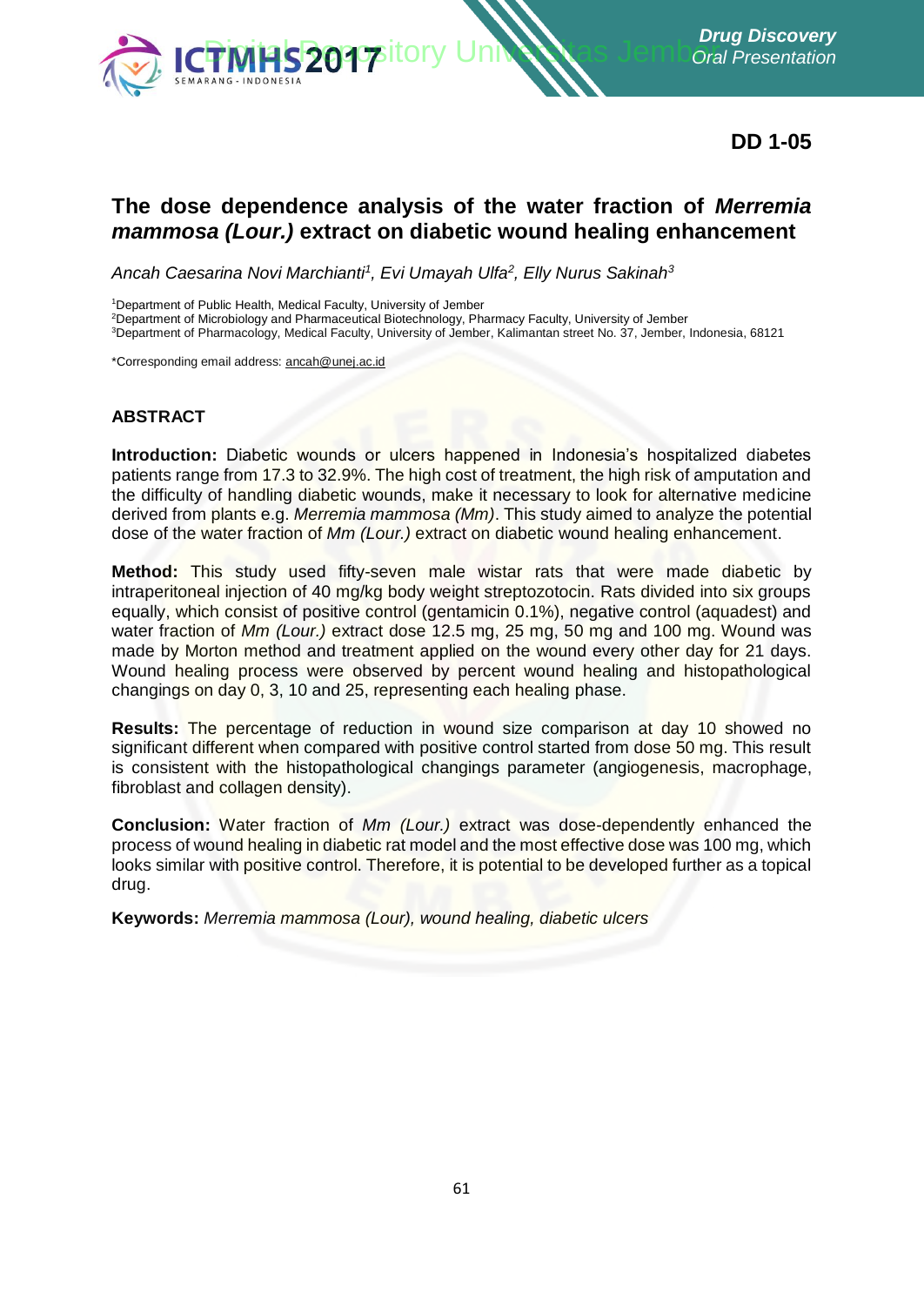**DD 1-05**

# The dose dependence analysis of the water fraction of *Merremia mammosa (Lour.)* extract on diabetic wound healing enhancement

*Ancah Caesarina Novi Marchianti[1], Evi Umayah Ulfa[2], Elly Nurus Sakinah[3]*

[1]Department of Public Health, Medical Faculty, University of Jember
[2]Department of Microbiology and Pharmaceutical Biotechnology, Pharmacy Faculty, University of Jember
[3]Department of Pharmacology, Medical Faculty, University of Jember, Kalimantan street No. 37, Jember, Indonesia, 68121

*Corresponding email address: ancah@unej.ac.id

## ABSTRACT

**Introduction:** Diabetic wounds or ulcers happened in Indonesia's hospitalized diabetes patients range from 17.3 to 32.9%. The high cost of treatment, the high risk of amputation and the difficulty of handling diabetic wounds, make it necessary to look for alternative medicine derived from plants e.g. *Merremia mammosa (Mm)*. This study aimed to analyze the potential dose of the water fraction of *Mm (Lour.)* extract on diabetic wound healing enhancement.

**Method:** This study used fifty-seven male wistar rats that were made diabetic by intraperitoneal injection of 40 mg/kg body weight streptozotocin. Rats divided into six groups equally, which consist of positive control (gentamicin 0.1%), negative control (aquadest) and water fraction of *Mm (Lour.)* extract dose 12.5 mg, 25 mg, 50 mg and 100 mg. Wound was made by Morton method and treatment applied on the wound every other day for 21 days. Wound healing process were observed by percent wound healing and histopathological changings on day 0, 3, 10 and 25, representing each healing phase.

**Results:** The percentage of reduction in wound size comparison at day 10 showed no significant different when compared with positive control started from dose 50 mg. This result is consistent with the histopathological changings parameter (angiogenesis, macrophage, fibroblast and collagen density).

**Conclusion:** Water fraction of *Mm (Lour.)* extract was dose-dependently enhanced the process of wound healing in diabetic rat model and the most effective dose was 100 mg, which looks similar with positive control. Therefore, it is potential to be developed further as a topical drug.

**Keywords:** *Merremia mammosa (Lour), wound healing, diabetic ulcers*